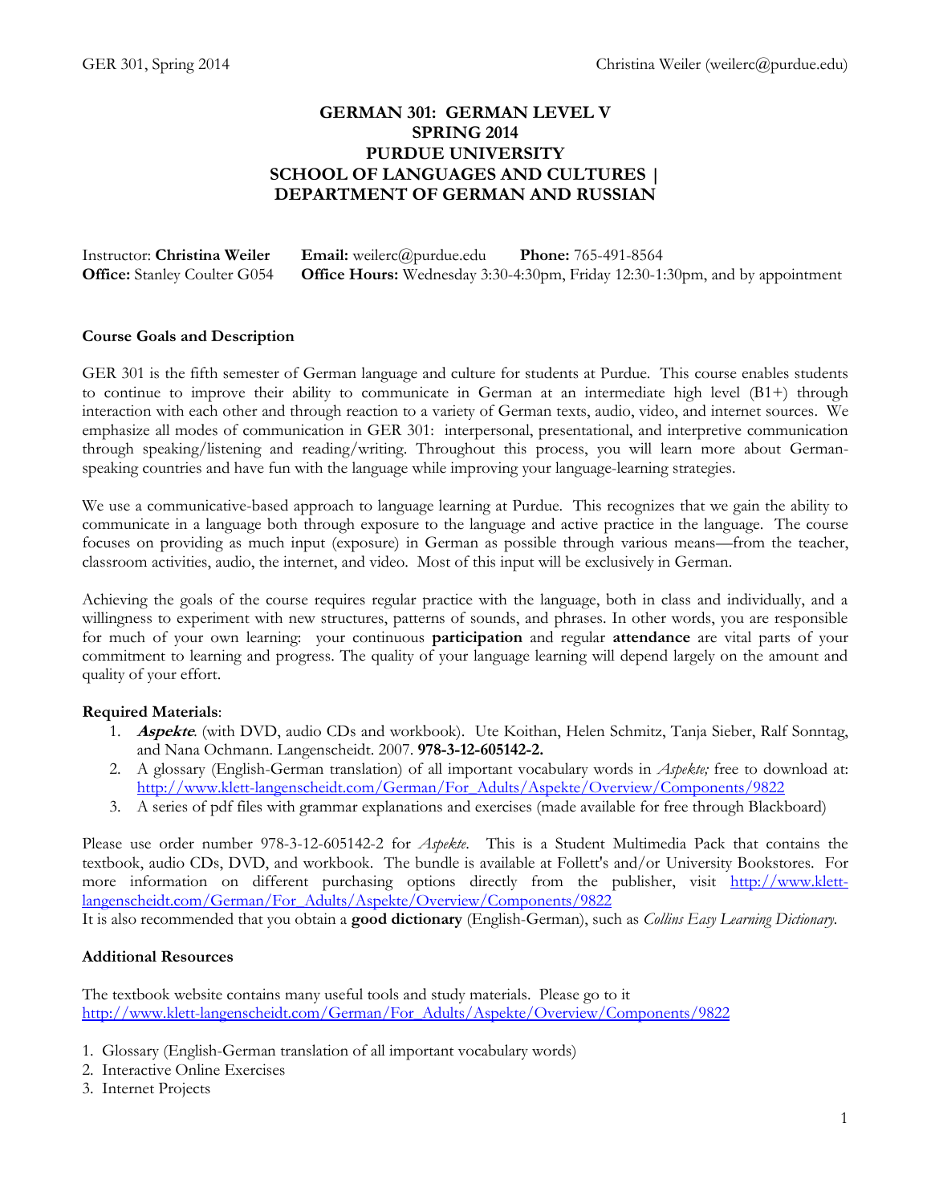# GERMAN 301: GERMAN LEVEL V
# SPRING 2014
# PURDUE UNIVERSITY
# SCHOOL OF LANGUAGES AND CULTURES | DEPARTMENT OF GERMAN AND RUSSIAN

Instructor: **Christina Weiler** **Email:** weilerc@purdue.edu **Phone:** 765-491-8564
**Office:** Stanley Coulter G054 **Office Hours:** Wednesday 3:30-4:30pm, Friday 12:30-1:30pm, and by appointment

**Course Goals and Description**

GER 301 is the fifth semester of German language and culture for students at Purdue. This course enables students to continue to improve their ability to communicate in German at an intermediate high level (B1+) through interaction with each other and through reaction to a variety of German texts, audio, video, and internet sources. We emphasize all modes of communication in GER 301: interpersonal, presentational, and interpretive communication through speaking/listening and reading/writing. Throughout this process, you will learn more about German-speaking countries and have fun with the language while improving your language-learning strategies.

We use a communicative-based approach to language learning at Purdue. This recognizes that we gain the ability to communicate in a language both through exposure to the language and active practice in the language. The course focuses on providing as much input (exposure) in German as possible through various means—from the teacher, classroom activities, audio, the internet, and video. Most of this input will be exclusively in German.

Achieving the goals of the course requires regular practice with the language, both in class and individually, and a willingness to experiment with new structures, patterns of sounds, and phrases. In other words, you are responsible for much of your own learning: your continuous **participation** and regular **attendance** are vital parts of your commitment to learning and progress. The quality of your language learning will depend largely on the amount and quality of your effort.

**Required Materials**:

1. ***Aspekte***. (with DVD, audio CDs and workbook). Ute Koithan, Helen Schmitz, Tanja Sieber, Ralf Sonntag, and Nana Ochmann. Langenscheidt. 2007. **978-3-12-605142-2.**
2. A glossary (English-German translation) of all important vocabulary words in *Aspekte;* free to download at: http://www.klett-langenscheidt.com/German/For_Adults/Aspekte/Overview/Components/9822
3. A series of pdf files with grammar explanations and exercises (made available for free through Blackboard)

Please use order number 978-3-12-605142-2 for *Aspekte*. This is a Student Multimedia Pack that contains the textbook, audio CDs, DVD, and workbook. The bundle is available at Follett's and/or University Bookstores. For more information on different purchasing options directly from the publisher, visit http://www.klett-langenscheidt.com/German/For_Adults/Aspekte/Overview/Components/9822
It is also recommended that you obtain a **good dictionary** (English-German), such as *Collins Easy Learning Dictionary*.

**Additional Resources**

The textbook website contains many useful tools and study materials. Please go to it http://www.klett-langenscheidt.com/German/For_Adults/Aspekte/Overview/Components/9822

1. Glossary (English-German translation of all important vocabulary words)
2. Interactive Online Exercises
3. Internet Projects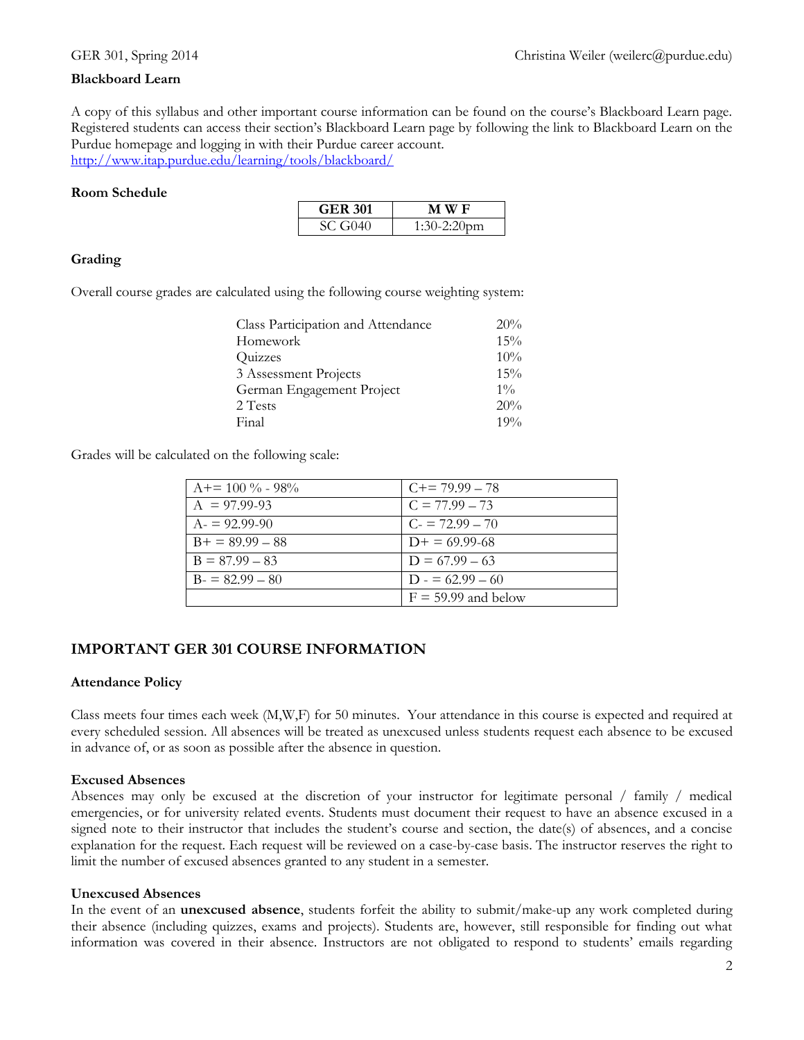**Blackboard Learn**

A copy of this syllabus and other important course information can be found on the course's Blackboard Learn page. Registered students can access their section's Blackboard Learn page by following the link to Blackboard Learn on the Purdue homepage and logging in with their Purdue career account.
http://www.itap.purdue.edu/learning/tools/blackboard/

**Room Schedule**

| GER 301 | M W F |
|---|---|
| SC G040 | 1:30-2:20pm |

**Grading**

Overall course grades are calculated using the following course weighting system:

| | |
|---|---|
| Class Participation and Attendance | 20% |
| Homework | 15% |
| Quizzes | 10% |
| 3 Assessment Projects | 15% |
| German Engagement Project | 1% |
| 2 Tests | 20% |
| Final | 19% |

Grades will be calculated on the following scale:

| | |
|---|---|
| A+= 100 % - 98% | C+= 79.99 – 78 |
| A = 97.99-93 | C = 77.99 – 73 |
| A- = 92.99-90 | C- = 72.99 – 70 |
| B+ = 89.99 – 88 | D+ = 69.99-68 |
| B = 87.99 – 83 | D = 67.99 – 63 |
| B- = 82.99 – 80 | D - = 62.99 – 60 |
| | F = 59.99 and below |

## IMPORTANT GER 301 COURSE INFORMATION

**Attendance Policy**

Class meets four times each week (M,W,F) for 50 minutes. Your attendance in this course is expected and required at every scheduled session. All absences will be treated as unexcused unless students request each absence to be excused in advance of, or as soon as possible after the absence in question.

**Excused Absences**

Absences may only be excused at the discretion of your instructor for legitimate personal / family / medical emergencies, or for university related events. Students must document their request to have an absence excused in a signed note to their instructor that includes the student's course and section, the date(s) of absences, and a concise explanation for the request. Each request will be reviewed on a case-by-case basis. The instructor reserves the right to limit the number of excused absences granted to any student in a semester.

**Unexcused Absences**

In the event of an **unexcused absence**, students forfeit the ability to submit/make-up any work completed during their absence (including quizzes, exams and projects). Students are, however, still responsible for finding out what information was covered in their absence. Instructors are not obligated to respond to students' emails regarding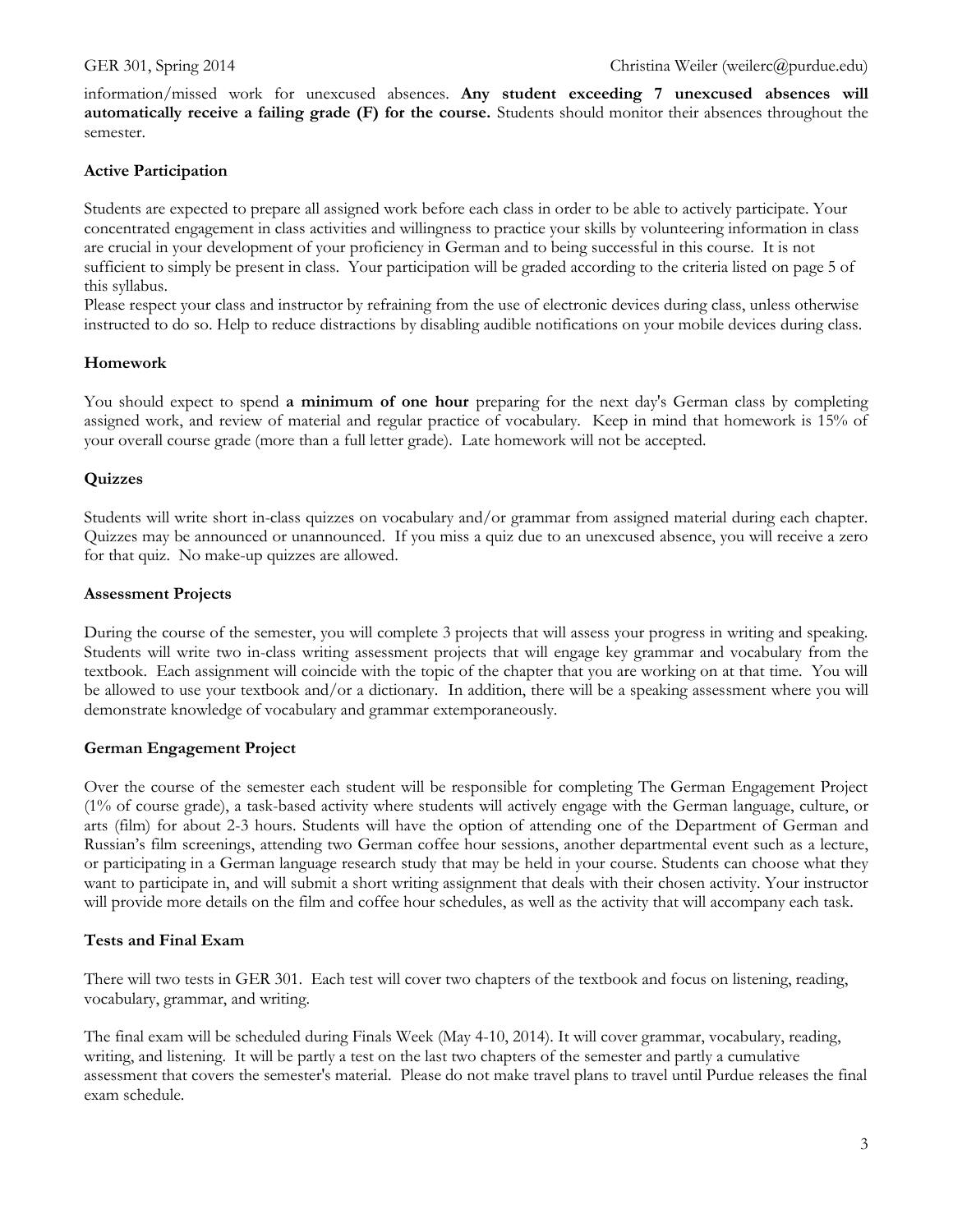information/missed work for unexcused absences. **Any student exceeding 7 unexcused absences will automatically receive a failing grade (F) for the course.** Students should monitor their absences throughout the semester.

### Active Participation

Students are expected to prepare all assigned work before each class in order to be able to actively participate. Your concentrated engagement in class activities and willingness to practice your skills by volunteering information in class are crucial in your development of your proficiency in German and to being successful in this course. It is not sufficient to simply be present in class. Your participation will be graded according to the criteria listed on page 5 of this syllabus.

Please respect your class and instructor by refraining from the use of electronic devices during class, unless otherwise instructed to do so. Help to reduce distractions by disabling audible notifications on your mobile devices during class.

### Homework

You should expect to spend **a minimum of one hour** preparing for the next day's German class by completing assigned work, and review of material and regular practice of vocabulary. Keep in mind that homework is 15% of your overall course grade (more than a full letter grade). Late homework will not be accepted.

### Quizzes

Students will write short in-class quizzes on vocabulary and/or grammar from assigned material during each chapter. Quizzes may be announced or unannounced. If you miss a quiz due to an unexcused absence, you will receive a zero for that quiz. No make-up quizzes are allowed.

### Assessment Projects

During the course of the semester, you will complete 3 projects that will assess your progress in writing and speaking. Students will write two in-class writing assessment projects that will engage key grammar and vocabulary from the textbook. Each assignment will coincide with the topic of the chapter that you are working on at that time. You will be allowed to use your textbook and/or a dictionary. In addition, there will be a speaking assessment where you will demonstrate knowledge of vocabulary and grammar extemporaneously.

### German Engagement Project

Over the course of the semester each student will be responsible for completing The German Engagement Project (1% of course grade), a task-based activity where students will actively engage with the German language, culture, or arts (film) for about 2-3 hours. Students will have the option of attending one of the Department of German and Russian's film screenings, attending two German coffee hour sessions, another departmental event such as a lecture, or participating in a German language research study that may be held in your course. Students can choose what they want to participate in, and will submit a short writing assignment that deals with their chosen activity. Your instructor will provide more details on the film and coffee hour schedules, as well as the activity that will accompany each task.

### Tests and Final Exam

There will two tests in GER 301. Each test will cover two chapters of the textbook and focus on listening, reading, vocabulary, grammar, and writing.

The final exam will be scheduled during Finals Week (May 4-10, 2014). It will cover grammar, vocabulary, reading, writing, and listening. It will be partly a test on the last two chapters of the semester and partly a cumulative assessment that covers the semester's material. Please do not make travel plans to travel until Purdue releases the final exam schedule.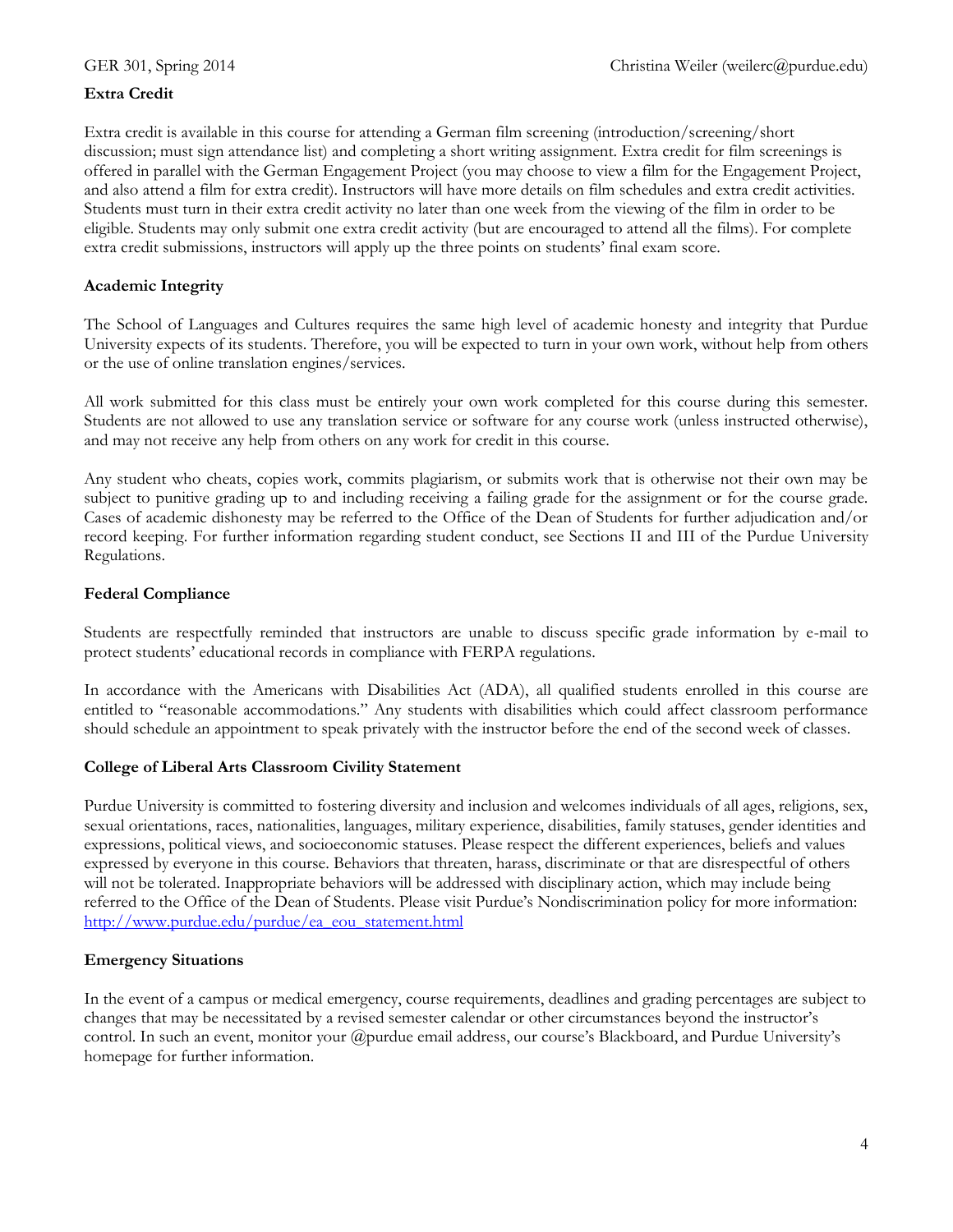### Extra Credit

Extra credit is available in this course for attending a German film screening (introduction/screening/short discussion; must sign attendance list) and completing a short writing assignment. Extra credit for film screenings is offered in parallel with the German Engagement Project (you may choose to view a film for the Engagement Project, and also attend a film for extra credit). Instructors will have more details on film schedules and extra credit activities. Students must turn in their extra credit activity no later than one week from the viewing of the film in order to be eligible. Students may only submit one extra credit activity (but are encouraged to attend all the films). For complete extra credit submissions, instructors will apply up the three points on students' final exam score.

### Academic Integrity

The School of Languages and Cultures requires the same high level of academic honesty and integrity that Purdue University expects of its students. Therefore, you will be expected to turn in your own work, without help from others or the use of online translation engines/services.

All work submitted for this class must be entirely your own work completed for this course during this semester. Students are not allowed to use any translation service or software for any course work (unless instructed otherwise), and may not receive any help from others on any work for credit in this course.

Any student who cheats, copies work, commits plagiarism, or submits work that is otherwise not their own may be subject to punitive grading up to and including receiving a failing grade for the assignment or for the course grade. Cases of academic dishonesty may be referred to the Office of the Dean of Students for further adjudication and/or record keeping. For further information regarding student conduct, see Sections II and III of the Purdue University Regulations.

### Federal Compliance

Students are respectfully reminded that instructors are unable to discuss specific grade information by e-mail to protect students' educational records in compliance with FERPA regulations.

In accordance with the Americans with Disabilities Act (ADA), all qualified students enrolled in this course are entitled to "reasonable accommodations." Any students with disabilities which could affect classroom performance should schedule an appointment to speak privately with the instructor before the end of the second week of classes.

### College of Liberal Arts Classroom Civility Statement

Purdue University is committed to fostering diversity and inclusion and welcomes individuals of all ages, religions, sex, sexual orientations, races, nationalities, languages, military experience, disabilities, family statuses, gender identities and expressions, political views, and socioeconomic statuses. Please respect the different experiences, beliefs and values expressed by everyone in this course. Behaviors that threaten, harass, discriminate or that are disrespectful of others will not be tolerated. Inappropriate behaviors will be addressed with disciplinary action, which may include being referred to the Office of the Dean of Students. Please visit Purdue's Nondiscrimination policy for more information: http://www.purdue.edu/purdue/ea_eou_statement.html

### Emergency Situations

In the event of a campus or medical emergency, course requirements, deadlines and grading percentages are subject to changes that may be necessitated by a revised semester calendar or other circumstances beyond the instructor's control. In such an event, monitor your @purdue email address, our course's Blackboard, and Purdue University's homepage for further information.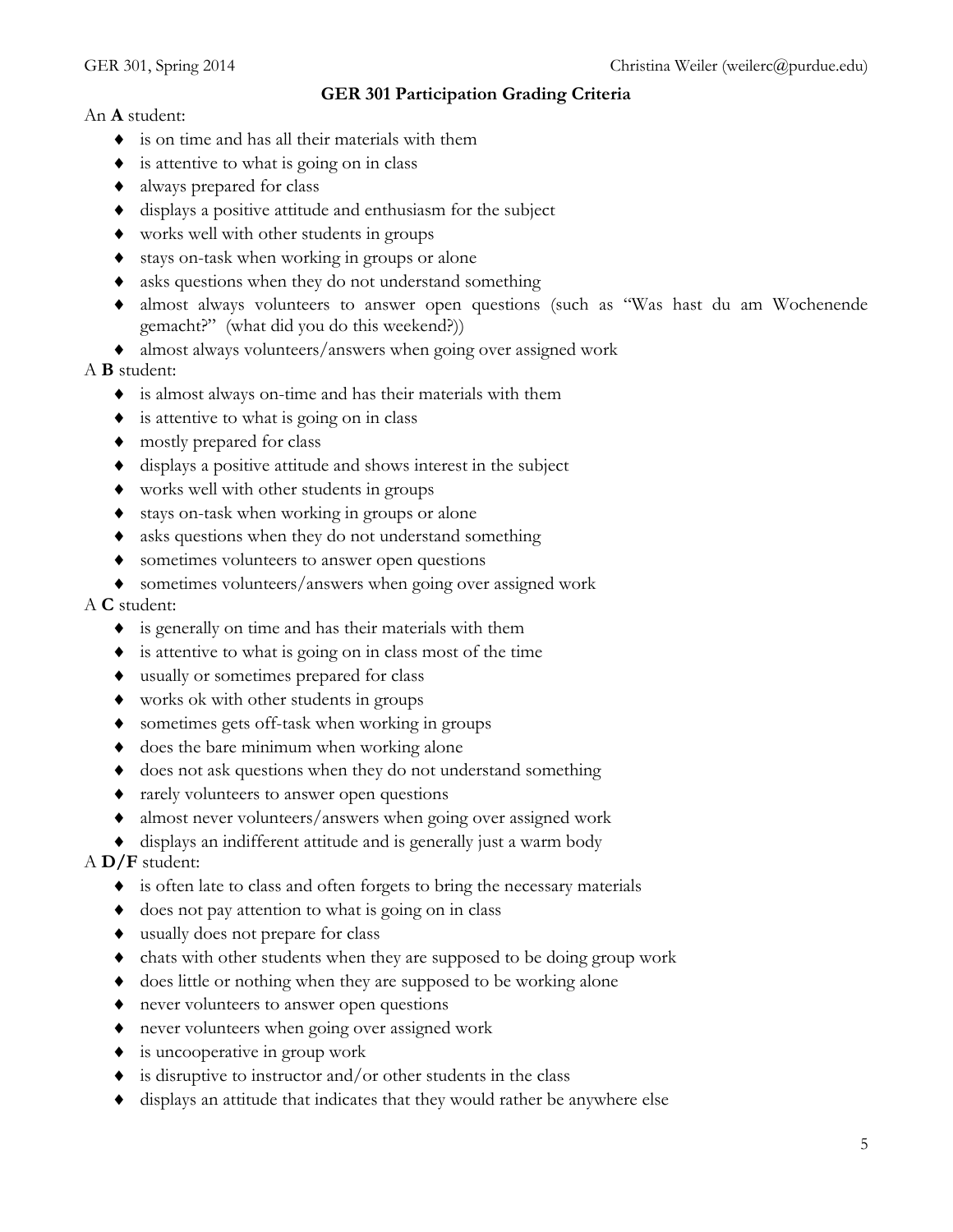# GER 301 Participation Grading Criteria

An **A** student:

- is on time and has all their materials with them
- is attentive to what is going on in class
- always prepared for class
- displays a positive attitude and enthusiasm for the subject
- works well with other students in groups
- stays on-task when working in groups or alone
- asks questions when they do not understand something
- almost always volunteers to answer open questions (such as "Was hast du am Wochenende gemacht?" (what did you do this weekend?))
- almost always volunteers/answers when going over assigned work

A **B** student:

- is almost always on-time and has their materials with them
- is attentive to what is going on in class
- mostly prepared for class
- displays a positive attitude and shows interest in the subject
- works well with other students in groups
- stays on-task when working in groups or alone
- asks questions when they do not understand something
- sometimes volunteers to answer open questions
- sometimes volunteers/answers when going over assigned work

A **C** student:

- is generally on time and has their materials with them
- is attentive to what is going on in class most of the time
- usually or sometimes prepared for class
- works ok with other students in groups
- sometimes gets off-task when working in groups
- does the bare minimum when working alone
- does not ask questions when they do not understand something
- rarely volunteers to answer open questions
- almost never volunteers/answers when going over assigned work
- displays an indifferent attitude and is generally just a warm body

A **D/F** student:

- is often late to class and often forgets to bring the necessary materials
- does not pay attention to what is going on in class
- usually does not prepare for class
- chats with other students when they are supposed to be doing group work
- does little or nothing when they are supposed to be working alone
- never volunteers to answer open questions
- never volunteers when going over assigned work
- is uncooperative in group work
- is disruptive to instructor and/or other students in the class
- displays an attitude that indicates that they would rather be anywhere else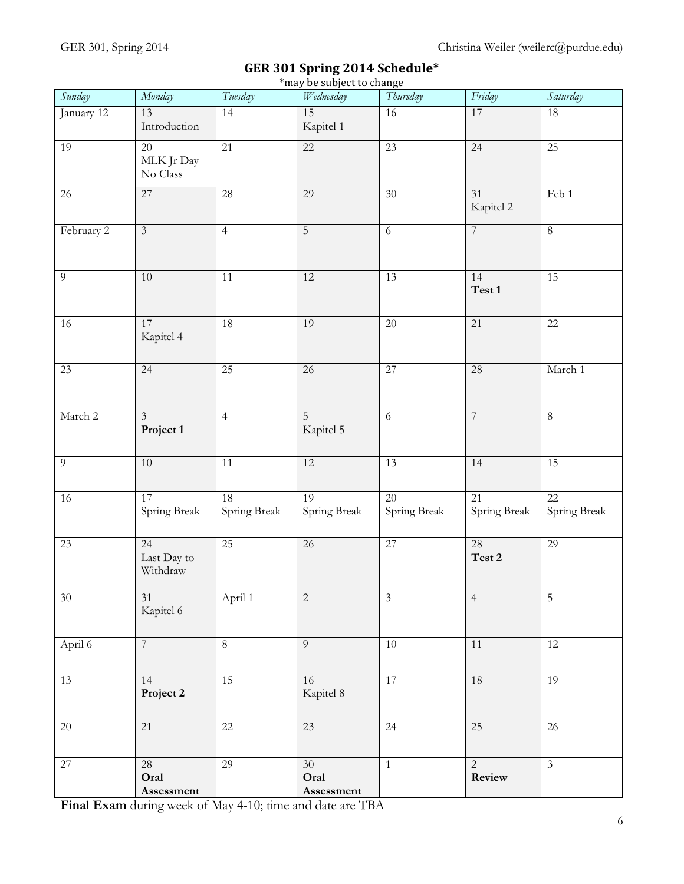## GER 301 Spring 2014 Schedule*

*may be subject to change

| *Sunday* | *Monday* | *Tuesday* | *Wednesday* | *Thursday* | *Friday* | *Saturday* |
|---|---|---|---|---|---|---|
| January 12 | 13 Introduction | 14 | 15 Kapitel 1 | 16 | 17 | 18 |
| 19 | 20 MLK Jr Day No Class | 21 | 22 | 23 | 24 | 25 |
| 26 | 27 | 28 | 29 | 30 | 31 Kapitel 2 | Feb 1 |
| February 2 | 3 | 4 | 5 | 6 | 7 | 8 |
| 9 | 10 | 11 | 12 | 13 | 14 **Test 1** | 15 |
| 16 | 17 Kapitel 4 | 18 | 19 | 20 | 21 | 22 |
| 23 | 24 | 25 | 26 | 27 | 28 | March 1 |
| March 2 | 3 **Project 1** | 4 | 5 Kapitel 5 | 6 | 7 | 8 |
| 9 | 10 | 11 | 12 | 13 | 14 | 15 |
| 16 | 17 Spring Break | 18 Spring Break | 19 Spring Break | 20 Spring Break | 21 Spring Break | 22 Spring Break |
| 23 | 24 Last Day to Withdraw | 25 | 26 | 27 | 28 **Test 2** | 29 |
| 30 | 31 Kapitel 6 | April 1 | 2 | 3 | 4 | 5 |
| April 6 | 7 | 8 | 9 | 10 | 11 | 12 |
| 13 | 14 **Project 2** | 15 | 16 Kapitel 8 | 17 | 18 | 19 |
| 20 | 21 | 22 | 23 | 24 | 25 | 26 |
| 27 | 28 **Oral Assessment** | 29 | 30 **Oral Assessment** | 1 | 2 **Review** | 3 |

**Final Exam** during week of May 4-10; time and date are TBA